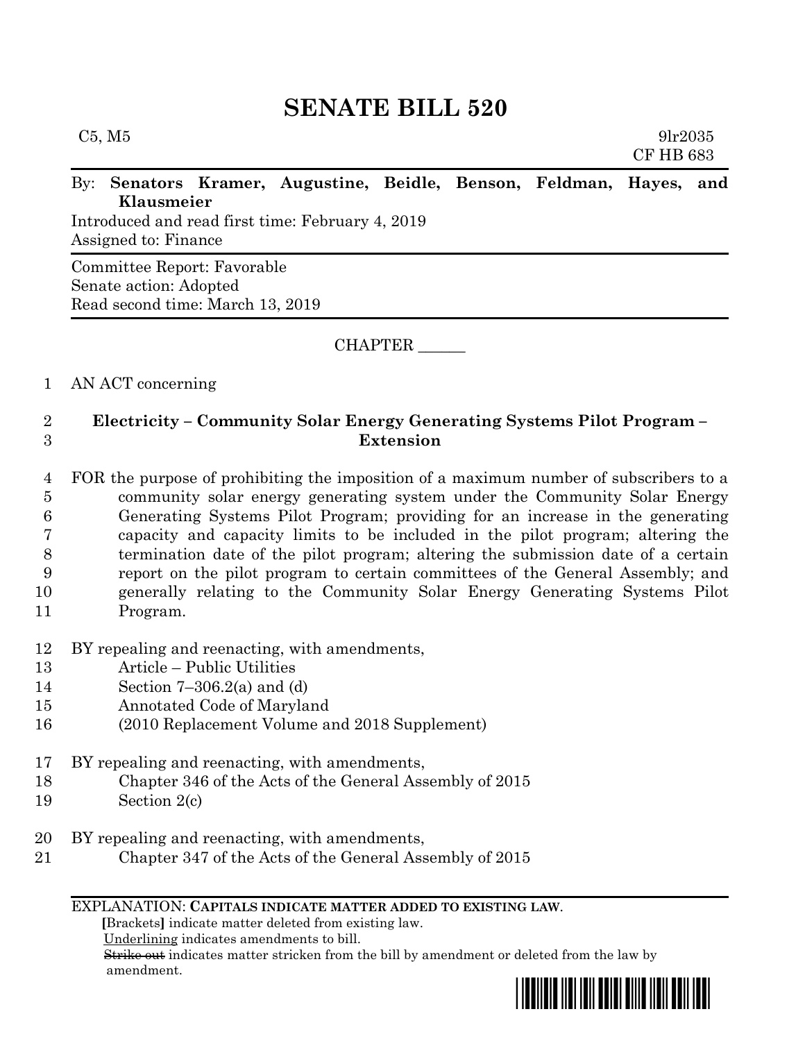# SENATE BILL 520

C5, M5 9lr2035
CF HB 683

By: **Senators Kramer, Augustine, Beidle, Benson, Feldman, Hayes, and Klausmeier**
Introduced and read first time: February 4, 2019
Assigned to: Finance

Committee Report: Favorable
Senate action: Adopted
Read second time: March 13, 2019

CHAPTER ______

1 AN ACT concerning

2 **Electricity – Community Solar Energy Generating Systems Pilot Program –**
3 **Extension**

4 FOR the purpose of prohibiting the imposition of a maximum number of subscribers to a
5 community solar energy generating system under the Community Solar Energy
6 Generating Systems Pilot Program; providing for an increase in the generating
7 capacity and capacity limits to be included in the pilot program; altering the
8 termination date of the pilot program; altering the submission date of a certain
9 report on the pilot program to certain committees of the General Assembly; and
10 generally relating to the Community Solar Energy Generating Systems Pilot
11 Program.

12 BY repealing and reenacting, with amendments,
13 Article – Public Utilities
14 Section 7–306.2(a) and (d)
15 Annotated Code of Maryland
16 (2010 Replacement Volume and 2018 Supplement)

17 BY repealing and reenacting, with amendments,
18 Chapter 346 of the Acts of the General Assembly of 2015
19 Section 2(c)

20 BY repealing and reenacting, with amendments,
21 Chapter 347 of the Acts of the General Assembly of 2015

EXPLANATION: **CAPITALS INDICATE MATTER ADDED TO EXISTING LAW.**
**[**Brackets**]** indicate matter deleted from existing law.
Underlining indicates amendments to bill.
~~Strike out~~ indicates matter stricken from the bill by amendment or deleted from the law by amendment.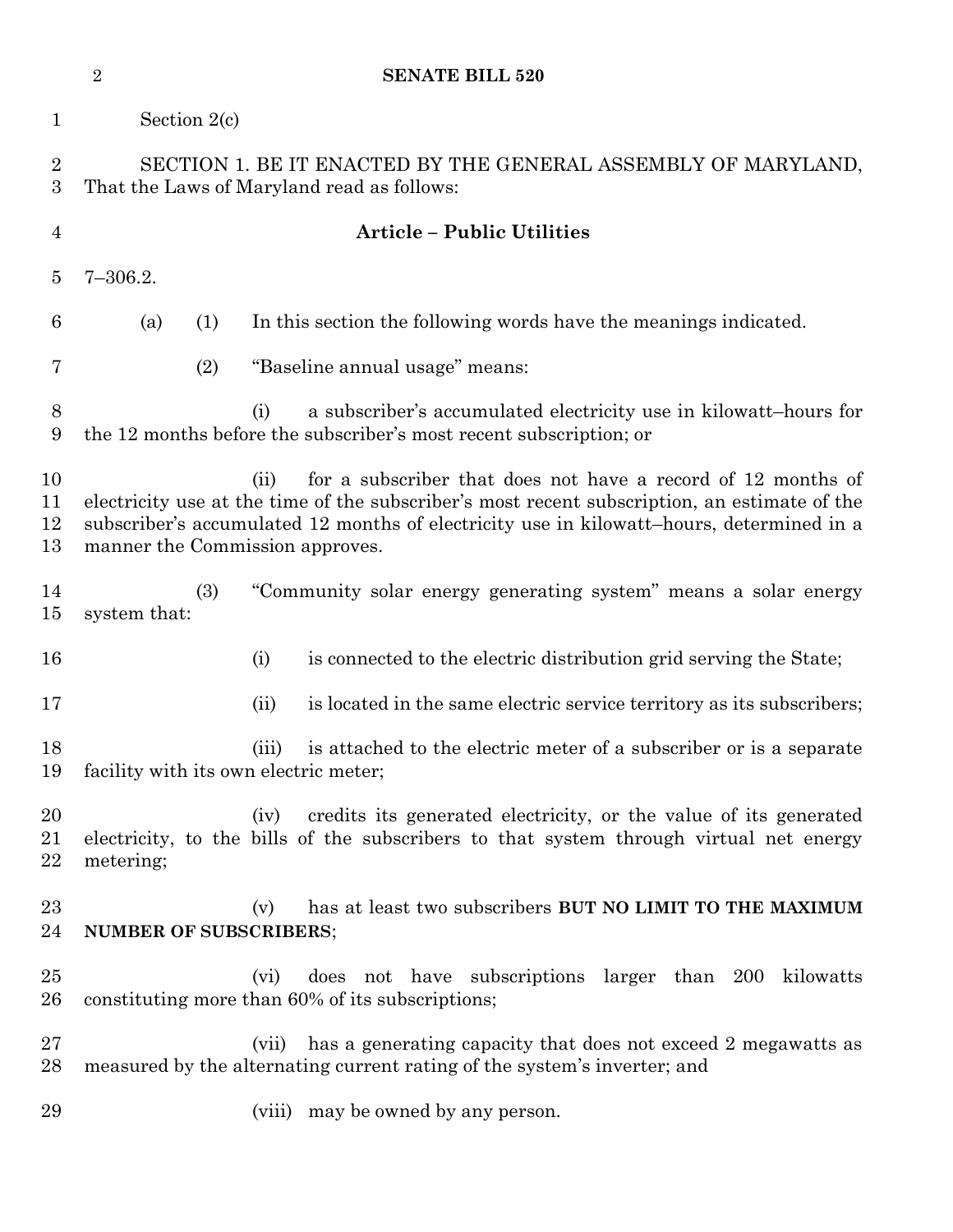Section 2(c)

SECTION 1. BE IT ENACTED BY THE GENERAL ASSEMBLY OF MARYLAND, That the Laws of Maryland read as follows:

**Article – Public Utilities**

7–306.2.

(a) (1) In this section the following words have the meanings indicated.

(2) "Baseline annual usage" means:

(i) a subscriber's accumulated electricity use in kilowatt–hours for the 12 months before the subscriber's most recent subscription; or

(ii) for a subscriber that does not have a record of 12 months of electricity use at the time of the subscriber's most recent subscription, an estimate of the subscriber's accumulated 12 months of electricity use in kilowatt–hours, determined in a manner the Commission approves.

(3) "Community solar energy generating system" means a solar energy system that:

(i) is connected to the electric distribution grid serving the State;

(ii) is located in the same electric service territory as its subscribers;

(iii) is attached to the electric meter of a subscriber or is a separate facility with its own electric meter;

(iv) credits its generated electricity, or the value of its generated electricity, to the bills of the subscribers to that system through virtual net energy metering;

(v) has at least two subscribers **BUT NO LIMIT TO THE MAXIMUM NUMBER OF SUBSCRIBERS**;

(vi) does not have subscriptions larger than 200 kilowatts constituting more than 60% of its subscriptions;

(vii) has a generating capacity that does not exceed 2 megawatts as measured by the alternating current rating of the system's inverter; and

(viii) may be owned by any person.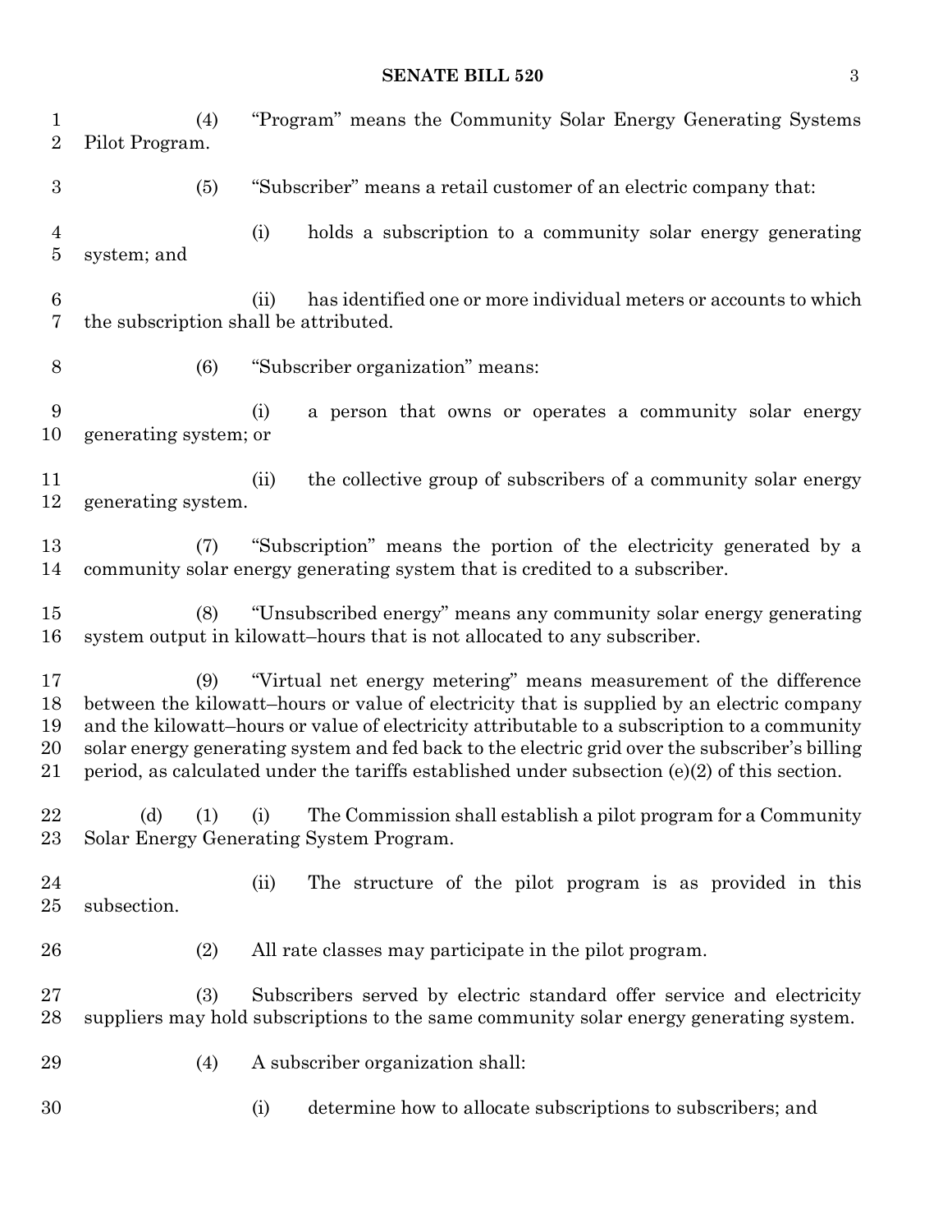(4) "Program" means the Community Solar Energy Generating Systems Pilot Program.

(5) "Subscriber" means a retail customer of an electric company that:

(i) holds a subscription to a community solar energy generating system; and

(ii) has identified one or more individual meters or accounts to which the subscription shall be attributed.

(6) "Subscriber organization" means:

(i) a person that owns or operates a community solar energy generating system; or

(ii) the collective group of subscribers of a community solar energy generating system.

(7) "Subscription" means the portion of the electricity generated by a community solar energy generating system that is credited to a subscriber.

(8) "Unsubscribed energy" means any community solar energy generating system output in kilowatt–hours that is not allocated to any subscriber.

(9) "Virtual net energy metering" means measurement of the difference between the kilowatt–hours or value of electricity that is supplied by an electric company and the kilowatt–hours or value of electricity attributable to a subscription to a community solar energy generating system and fed back to the electric grid over the subscriber's billing period, as calculated under the tariffs established under subsection (e)(2) of this section.

(d) (1) (i) The Commission shall establish a pilot program for a Community Solar Energy Generating System Program.

(ii) The structure of the pilot program is as provided in this subsection.

(2) All rate classes may participate in the pilot program.

(3) Subscribers served by electric standard offer service and electricity suppliers may hold subscriptions to the same community solar energy generating system.

(4) A subscriber organization shall:

(i) determine how to allocate subscriptions to subscribers; and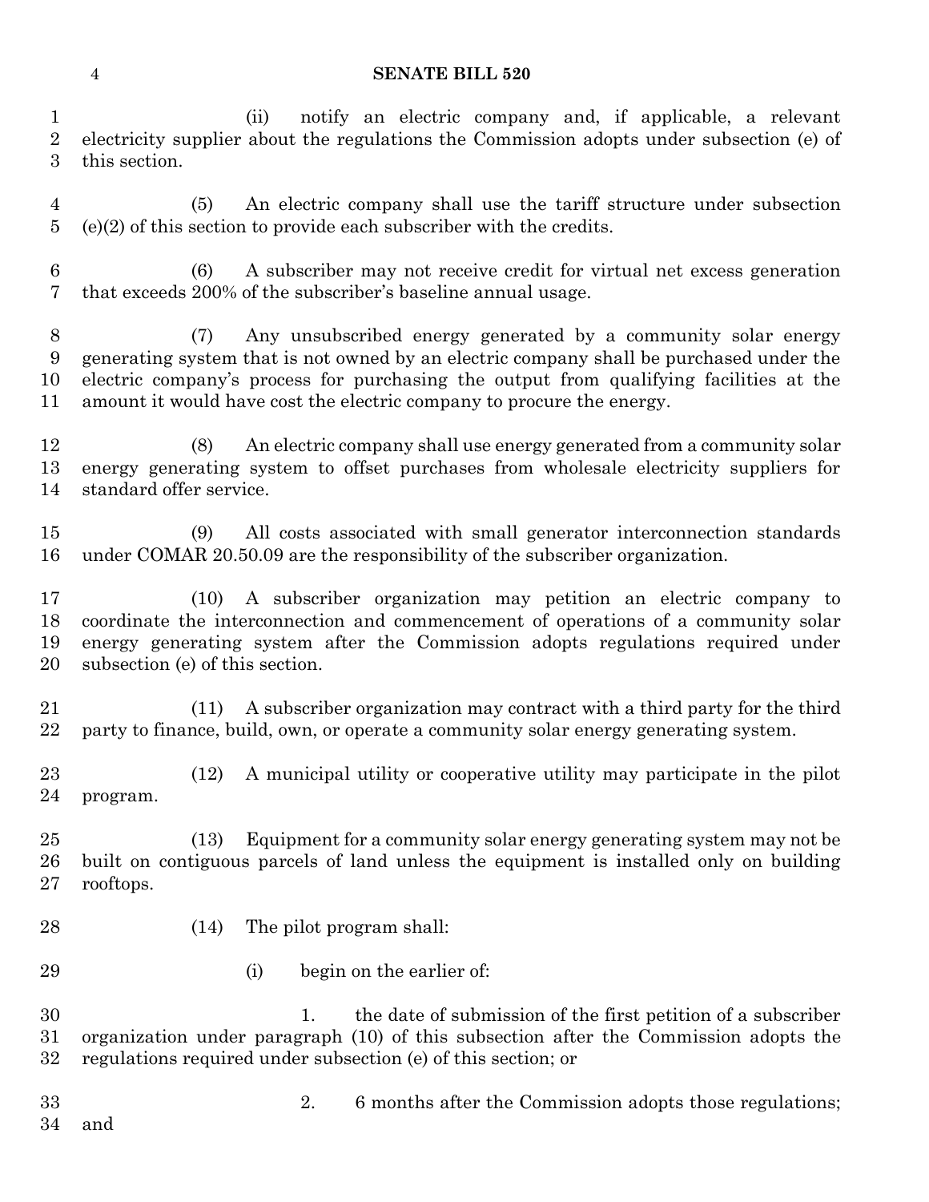(ii) notify an electric company and, if applicable, a relevant electricity supplier about the regulations the Commission adopts under subsection (e) of this section.

(5) An electric company shall use the tariff structure under subsection (e)(2) of this section to provide each subscriber with the credits.

(6) A subscriber may not receive credit for virtual net excess generation that exceeds 200% of the subscriber's baseline annual usage.

(7) Any unsubscribed energy generated by a community solar energy generating system that is not owned by an electric company shall be purchased under the electric company's process for purchasing the output from qualifying facilities at the amount it would have cost the electric company to procure the energy.

(8) An electric company shall use energy generated from a community solar energy generating system to offset purchases from wholesale electricity suppliers for standard offer service.

(9) All costs associated with small generator interconnection standards under COMAR 20.50.09 are the responsibility of the subscriber organization.

(10) A subscriber organization may petition an electric company to coordinate the interconnection and commencement of operations of a community solar energy generating system after the Commission adopts regulations required under subsection (e) of this section.

(11) A subscriber organization may contract with a third party for the third party to finance, build, own, or operate a community solar energy generating system.

(12) A municipal utility or cooperative utility may participate in the pilot program.

(13) Equipment for a community solar energy generating system may not be built on contiguous parcels of land unless the equipment is installed only on building rooftops.

(14) The pilot program shall:

(i) begin on the earlier of:

1. the date of submission of the first petition of a subscriber organization under paragraph (10) of this subsection after the Commission adopts the regulations required under subsection (e) of this section; or

2. 6 months after the Commission adopts those regulations; and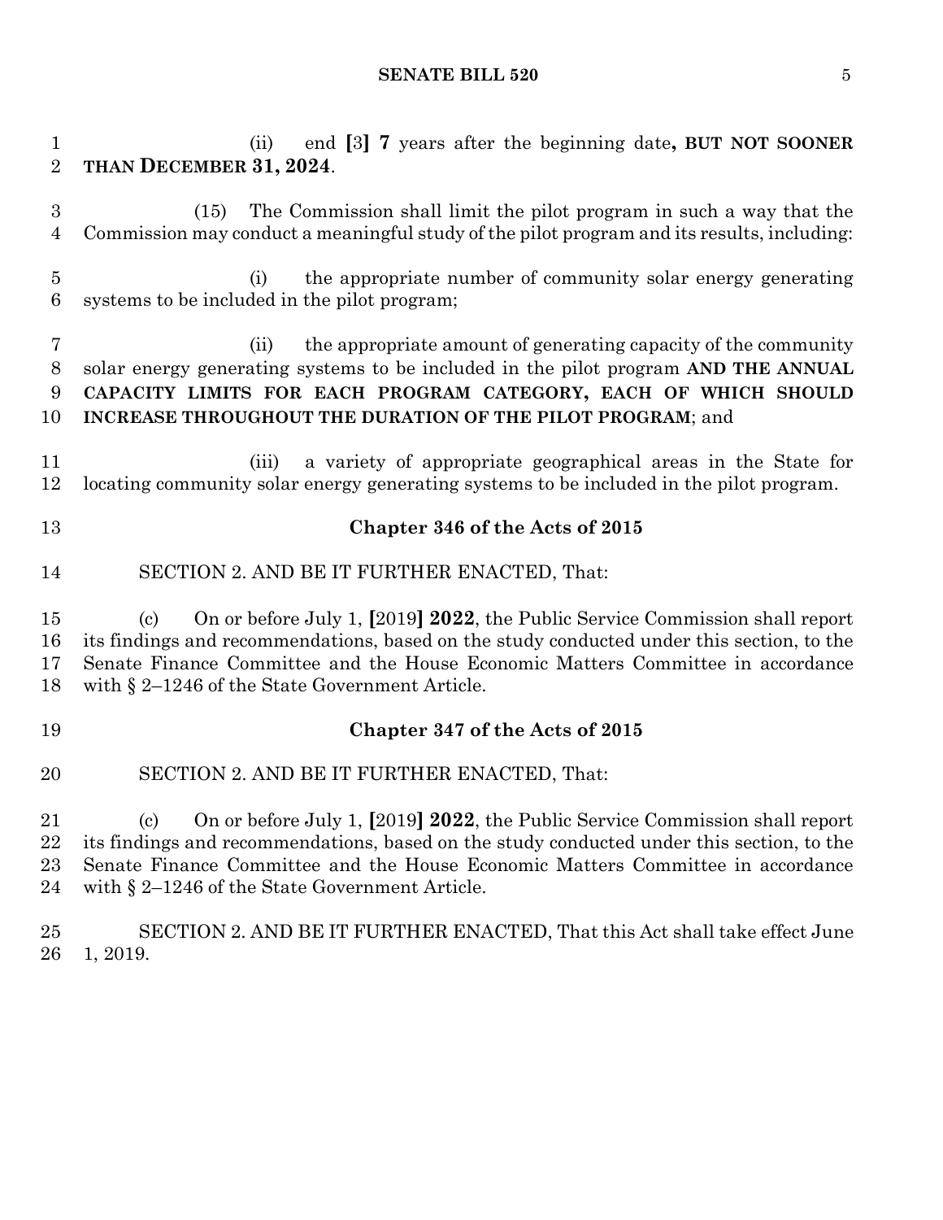(ii) end [3] **7** years after the beginning date**, BUT NOT SOONER THAN DECEMBER 31, 2024**.

(15) The Commission shall limit the pilot program in such a way that the Commission may conduct a meaningful study of the pilot program and its results, including:

(i) the appropriate number of community solar energy generating systems to be included in the pilot program;

(ii) the appropriate amount of generating capacity of the community solar energy generating systems to be included in the pilot program **AND THE ANNUAL CAPACITY LIMITS FOR EACH PROGRAM CATEGORY, EACH OF WHICH SHOULD INCREASE THROUGHOUT THE DURATION OF THE PILOT PROGRAM**; and

(iii) a variety of appropriate geographical areas in the State for locating community solar energy generating systems to be included in the pilot program.

**Chapter 346 of the Acts of 2015**

SECTION 2. AND BE IT FURTHER ENACTED, That:

(c) On or before July 1, [2019] **2022**, the Public Service Commission shall report its findings and recommendations, based on the study conducted under this section, to the Senate Finance Committee and the House Economic Matters Committee in accordance with § 2–1246 of the State Government Article.

**Chapter 347 of the Acts of 2015**

SECTION 2. AND BE IT FURTHER ENACTED, That:

(c) On or before July 1, [2019] **2022**, the Public Service Commission shall report its findings and recommendations, based on the study conducted under this section, to the Senate Finance Committee and the House Economic Matters Committee in accordance with § 2–1246 of the State Government Article.

SECTION 2. AND BE IT FURTHER ENACTED, That this Act shall take effect June 1, 2019.